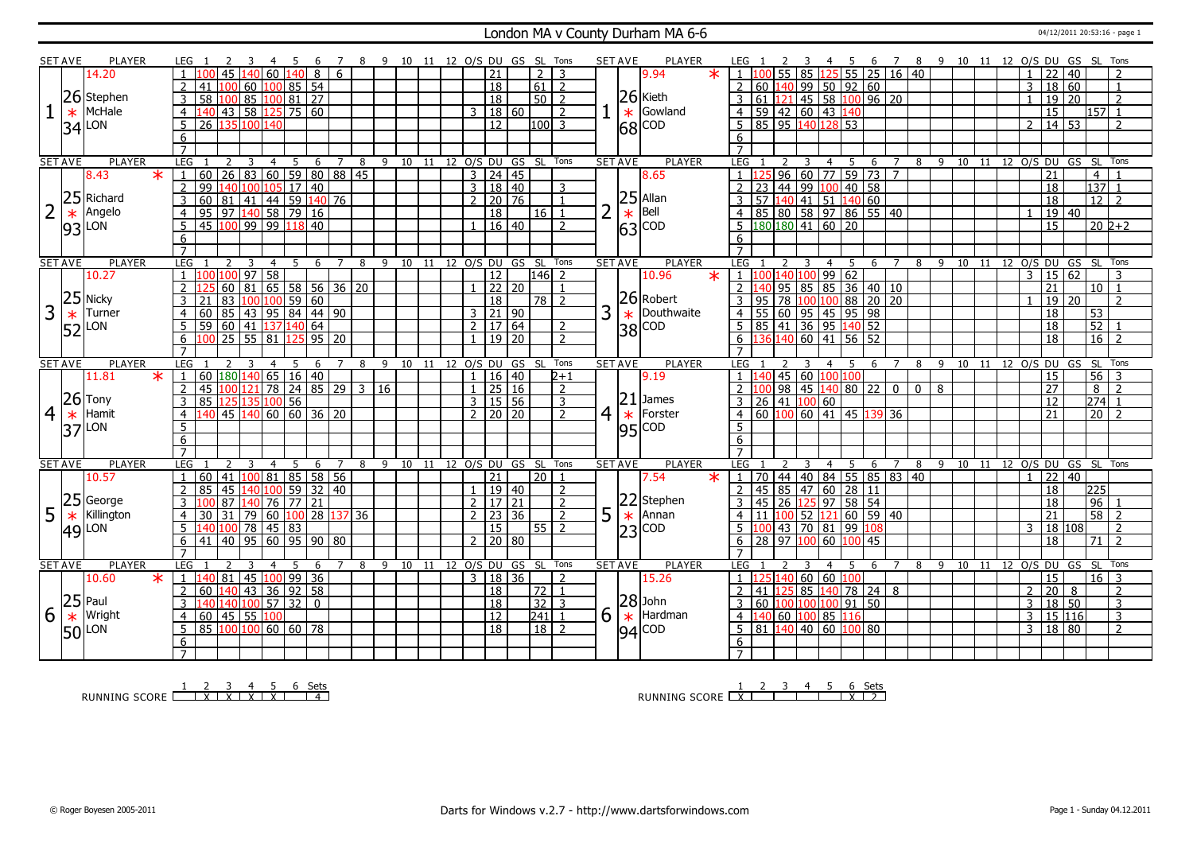# London MA v County Durham MA 6-6

04/12/2011 20:53:16 - page 1

| SET AVE | PLAYER | LEG | 1 | 2 | 3 | 4 | 5 | 6 | 7 | 8 | 9 | 10 | 11 | 12 | O/S | DU | GS | SL | Tons | SET AVE | PLAYER | LEG | 1 | 2 | 3 | 4 | 5 | 6 | 7 | 8 | 9 | 10 | 11 | 12 | O/S | DU | GS | SL | Tons |
|---|---|---|---|---|---|---|---|---|---|---|---|---|---|---|---|---|---|---|---|---|---|---|---|---|---|---|---|---|---|---|---|---|---|---|---|---|---|---|---|
| 1 | 14.20 | 1 | 100 | 45 | 140 | 60 | 140 | 8 | 6 | | | | | | | 21 | | 2 | 3 | 1 | 9.94 * | 1 | 100 | 55 | 85 | 125 | 55 | 25 | 16 | 40 | | | | | 1 | 22 | 40 | | 2 |
| | 26 Stephen | 2 | 41 | 100 | 60 | 100 | 85 | 54 | | | | | | | | 18 | | 61 | 2 | | 26 Kieth | 2 | 60 | 140 | 99 | 50 | 92 | 60 | | | | | | | 3 | 18 | 60 | | 1 |
| | * McHale | 3 | 58 | 100 | 85 | 100 | 81 | 27 | | | | | | | | 18 | | 50 | 2 | | * Gowland | 3 | 61 | 121 | 45 | 58 | 100 | 96 | 20 | | | | | | 1 | 19 | 20 | | 2 |
| | 34 LON | 4 | 140 | 43 | 58 | 125 | 75 | 60 | | | | | | | 3 | 18 | 60 | | 2 | | 68 COD | 4 | 59 | 42 | 60 | 43 | 140 | | | | | | | | | 15 | | 157 | 1 |
| | | 5 | 26 | 135 | 100 | 140 | | | | | | | | | | 12 | | 100 | 3 | | | 5 | 85 | 95 | 140 | 128 | 53 | | | | | | | | 2 | 14 | 53 | | 2 |
| | | 6 | | | | | | | | | | | | | | | | | | | | 6 | | | | | | | | | | | | | | | | | |
| | | 7 | | | | | | | | | | | | | | | | | | | | 7 | | | | | | | | | | | | | | | | | |
| 2 | 8.43 * | 1 | 60 | 26 | 83 | 60 | 59 | 80 | 88 | 45 | | | | | 3 | 24 | 45 | | | 2 | 8.65 | 1 | 125 | 96 | 60 | 77 | 59 | 73 | 7 | | | | | | | 21 | | 4 | 1 |
| | 25 Richard | 2 | 99 | 140 | 100 | 105 | 17 | 40 | | | | | | | 3 | 18 | 40 | | 3 | | 25 Allan | 2 | 23 | 44 | 99 | 100 | 40 | 58 | | | | | | | | 18 | | 137 | 1 |
| | * Angelo | 3 | 60 | 81 | 41 | 44 | 59 | 140 | 76 | | | | | | 2 | 20 | 76 | | 1 | | * Bell | 3 | 57 | 140 | 41 | 51 | 140 | 60 | | | | | | | | 18 | | 12 | 2 |
| | 93 LON | 4 | 95 | 97 | 140 | 58 | 79 | 16 | | | | | | | | 18 | | 16 | 1 | | 63 COD | 4 | 85 | 80 | 58 | 97 | 86 | 55 | 40 | | | | | | 1 | 19 | 40 | | |
| | | 5 | 45 | 100 | 99 | 99 | 118 | 40 | | | | | | | 1 | 16 | 40 | | 2 | | | 5 | 180 | 180 | 41 | 60 | 20 | | | | | | | | | 15 | | 20 | 2+2 |
| | | 6 | | | | | | | | | | | | | | | | | | | | 6 | | | | | | | | | | | | | | | | | |
| | | 7 | | | | | | | | | | | | | | | | | | | | 7 | | | | | | | | | | | | | | | | | |
| 3 | 10.27 | 1 | 100 | 100 | 97 | 58 | | | | | | | | | | 12 | | 146 | 2 | 3 | 10.96 * | 1 | 100 | 140 | 100 | 99 | 62 | | | | | | | | 3 | 15 | 62 | | 3 |
| | 25 Nicky | 2 | 125 | 60 | 81 | 65 | 58 | 56 | 36 | 20 | | | | | 1 | 22 | 20 | | 1 | | 26 Robert | 2 | 140 | 95 | 85 | 85 | 36 | 40 | 10 | | | | | | | 21 | | 10 | 1 |
| | * Turner | 3 | 21 | 83 | 100 | 100 | 59 | 60 | | | | | | | | 18 | | 78 | 2 | | * Douthwaite | 3 | 95 | 78 | 100 | 100 | 88 | 20 | 20 | | | | | | 1 | 19 | 20 | | 2 |
| | 52 LON | 4 | 60 | 85 | 43 | 95 | 84 | 44 | 90 | | | | | | 3 | 21 | 90 | | | | 38 COD | 4 | 55 | 60 | 95 | 45 | 95 | 98 | | | | | | | | 18 | | 53 | |
| | | 5 | 59 | 60 | 41 | 137 | 140 | 64 | | | | | | | 2 | 17 | 64 | | 2 | | | 5 | 85 | 41 | 36 | 95 | 140 | 52 | | | | | | | | 18 | | 52 | 1 |
| | | 6 | 100 | 25 | 55 | 81 | 125 | 95 | 20 | | | | | | 1 | 19 | 20 | | 2 | | | 6 | 136 | 140 | 60 | 41 | 56 | 52 | | | | | | | | 18 | | 16 | 2 |
| | | 7 | | | | | | | | | | | | | | | | | | | | 7 | | | | | | | | | | | | | | | | | |
| 4 | 11.81 * | 1 | 60 | 180 | 140 | 65 | 16 | 40 | | | | | | | 1 | 16 | 40 | | 2+1 | 4 | 9.19 | 1 | 140 | 45 | 60 | 100 | 100 | | | | | | | | | 15 | | 56 | 3 |
| | 26 Tony | 2 | 45 | 100 | 121 | 78 | 24 | 85 | 29 | 3 | 16 | | | | 1 | 25 | 16 | | 2 | | 21 James | 2 | 100 | 98 | 45 | 140 | 80 | 22 | 0 | 0 | 8 | | | | | 27 | | 8 | 2 |
| | * Hamit | 3 | 85 | 125 | 135 | 100 | 56 | | | | | | | | 3 | 15 | 56 | | 3 | | * Forster | 3 | 26 | 41 | 100 | 60 | | | | | | | | | | 12 | | 274 | 1 |
| | 37 LON | 4 | 140 | 45 | 140 | 60 | 60 | 36 | 20 | | | | | | 2 | 20 | 20 | | 2 | | 95 COD | 4 | 60 | 100 | 60 | 41 | 45 | 139 | 36 | | | | | | | 21 | | 20 | 2 |
| | | 5 | | | | | | | | | | | | | | | | | | | | 5 | | | | | | | | | | | | | | | | | |
| | | 6 | | | | | | | | | | | | | | | | | | | | 6 | | | | | | | | | | | | | | | | | |
| | | 7 | | | | | | | | | | | | | | | | | | | | 7 | | | | | | | | | | | | | | | | | |
| 5 | 10.57 | 1 | 60 | 41 | 100 | 81 | 85 | 58 | 56 | | | | | | | 21 | | 20 | 1 | 5 | 7.54 * | 1 | 70 | 44 | 40 | 84 | 55 | 85 | 83 | 40 | | | | | 1 | 22 | 40 | | |
| | 25 George | 2 | 85 | 45 | 140 | 100 | 59 | 32 | 40 | | | | | | 1 | 19 | 40 | | 2 | | 22 Stephen | 2 | 45 | 85 | 47 | 60 | 28 | 11 | | | | | | | | 18 | | 225 | |
| | * Killington | 3 | 100 | 87 | 140 | 76 | 77 | 21 | | | | | | | 2 | 17 | 21 | | 2 | | * Annan | 3 | 45 | 26 | 125 | 97 | 58 | 54 | | | | | | | | 18 | | 96 | 1 |
| | 49 LON | 4 | 30 | 31 | 79 | 60 | 100 | 28 | 137 | 36 | | | | | 2 | 23 | 36 | | 2 | | 23 COD | 4 | 11 | 100 | 52 | 121 | 60 | 59 | 40 | | | | | | | 21 | | 58 | 2 |
| | | 5 | 140 | 100 | 78 | 45 | 83 | | | | | | | | | 15 | | 55 | 2 | | | 5 | 100 | 43 | 70 | 81 | 99 | 108 | | | | | | | 3 | 18 | 108 | | 2 |
| | | 6 | 41 | 40 | 95 | 60 | 95 | 90 | 80 | | | | | | 2 | 20 | 80 | | | | | 6 | 28 | 97 | 100 | 60 | 100 | 45 | | | | | | | | 18 | | 71 | 2 |
| | | 7 | | | | | | | | | | | | | | | | | | | | 7 | | | | | | | | | | | | | | | | | |
| 6 | 10.60 * | 1 | 140 | 81 | 45 | 100 | 99 | 36 | | | | | | | 3 | 18 | 36 | | 2 | 6 | 15.26 | 1 | 125 | 140 | 60 | 60 | 100 | | | | | | | | | 15 | | 16 | 3 |
| | 25 Paul | 2 | 60 | 140 | 43 | 36 | 92 | 58 | | | | | | | | 18 | | 72 | 1 | | 28 John | 2 | 41 | 125 | 85 | 140 | 78 | 24 | 8 | | | | | | 2 | 20 | 8 | | 2 |
| | * Wright | 3 | 140 | 140 | 100 | 57 | 32 | 0 | | | | | | | | 18 | | 32 | 3 | | * Hardman | 3 | 60 | 100 | 100 | 100 | 91 | 50 | | | | | | | 3 | 18 | 50 | | 3 |
| | 50 LON | 4 | 60 | 45 | 55 | 100 | | | | | | | | | | 12 | | 241 | 1 | | 94 COD | 4 | 140 | 60 | 100 | 85 | 116 | | | | | | | | 3 | 15 | 116 | | 3 |
| | | 5 | 85 | 100 | 100 | 60 | 60 | 78 | | | | | | | | 18 | | 18 | 2 | | | 5 | 81 | 140 | 40 | 60 | 100 | 80 | | | | | | | 3 | 18 | 80 | | 2 |
| | | 6 | | | | | | | | | | | | | | | | | | | | 6 | | | | | | | | | | | | | | | | | |
| | | 7 | | | | | | | | | | | | | | | | | | | | 7 | | | | | | | | | | | | | | | | | |

RUNNING SCORE (London MA)

| 1 | 2 | 3 | 4 | 5 | 6 | Sets |
|---|---|---|---|---|---|---|
| | X | X | X | X | | 4 |

RUNNING SCORE (County Durham MA)

| 1 | 2 | 3 | 4 | 5 | 6 | Sets |
|---|---|---|---|---|---|---|
| X | | | | | X | 2 |

© Roger Boyesen 2005-2011

Darts for Windows v.2.7 - http://www.dartsforwindows.com

Page 1 - Sunday 04.12.2011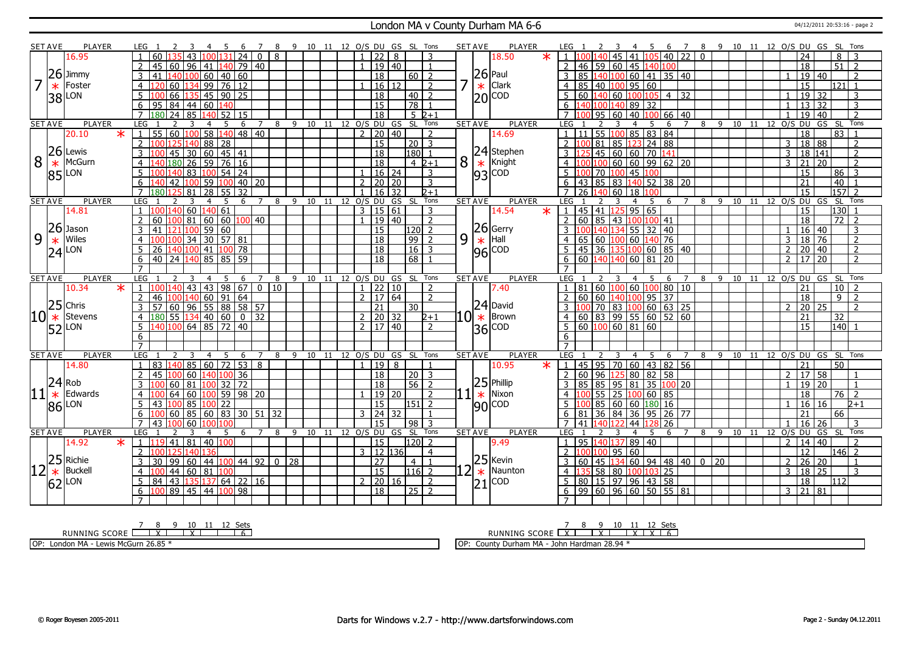# London MA v County Durham MA 6-6

04/12/2011 20:53:16 - page 2

| SET AVE | PLAYER | LEG | 1 | 2 | 3 | 4 | 5 | 6 | 7 | 8 | 9 | 10 | 11 | 12 | O/S | DU | GS | SL | Tons |
|---|---|---|---|---|---|---|---|---|---|---|---|---|---|---|---|---|---|---|---|
| 7 | 16.95 | 1 | 60 | 135 | 43 | 100 | 131 | 24 | 0 | 8 | | | | | 1 | 22 | 8 | | 3 |
| 26 * 38 | Jimmy Foster LON | 2 | 45 | 60 | 96 | 41 | 140 | 79 | 40 | | | | | | 1 | 19 | 40 | | 1 |
| | | 3 | 41 | 140 | 100 | 60 | 40 | 60 | | | | | | | | 18 | | 60 | 2 |
| | | 4 | 120 | 60 | 134 | 99 | 76 | 12 | | | | | | | 1 | 16 | 12 | | 2 |
| | | 5 | 100 | 66 | 135 | 45 | 90 | 25 | | | | | | | | 18 | | 40 | 2 |
| | | 6 | 95 | 84 | 44 | 60 | 140 | | | | | | | | | 15 | | 78 | 1 |
| | | 7 | 180 | 24 | 85 | 140 | 52 | 15 | | | | | | | | 18 | | 5 | 2+1 |

| SET AVE | PLAYER | LEG | 1 | 2 | 3 | 4 | 5 | 6 | 7 | 8 | 9 | 10 | 11 | 12 | O/S | DU | GS | SL | Tons |
|---|---|---|---|---|---|---|---|---|---|---|---|---|---|---|---|---|---|---|---|
| 7 | 18.50 * | 1 | 100 | 140 | 45 | 41 | 105 | 40 | 22 | 0 | | | | | | 24 | | 8 | 3 |
| 26 * 20 | Paul Clark COD | 2 | 46 | 59 | 60 | 45 | 140 | 100 | | | | | | | | 18 | | 51 | 2 |
| | | 3 | 85 | 140 | 100 | 60 | 41 | 35 | 40 | | | | | | 1 | 19 | 40 | | 2 |
| | | 4 | 85 | 40 | 100 | 95 | 60 | | | | | | | | | 15 | | 121 | 1 |
| | | 5 | 60 | 140 | 60 | 100 | 105 | 4 | 32 | | | | | | 1 | 19 | 32 | | 3 |
| | | 6 | 140 | 100 | 140 | 89 | 32 | | | | | | | | 1 | 13 | 32 | | 3 |
| | | 7 | 100 | 95 | 60 | 40 | 100 | 66 | 40 | | | | | | 1 | 19 | 40 | | 2 |

| SET AVE | PLAYER | LEG | 1 | 2 | 3 | 4 | 5 | 6 | 7 | 8 | 9 | 10 | 11 | 12 | O/S | DU | GS | SL | Tons |
|---|---|---|---|---|---|---|---|---|---|---|---|---|---|---|---|---|---|---|---|
| 8 | 20.10 * | 1 | 55 | 60 | 100 | 58 | 140 | 48 | 40 | | | | | | 2 | 20 | 40 | | 2 |
| 26 * 85 | Lewis McGurn LON | 2 | 100 | 125 | 140 | 88 | 28 | | | | | | | | | 15 | | 20 | 3 |
| | | 3 | 100 | 45 | 30 | 60 | 45 | 41 | | | | | | | | 18 | | 180 | 1 |
| | | 4 | 140 | 180 | 26 | 59 | 76 | 16 | | | | | | | | 18 | | 4 | 2+1 |
| | | 5 | 100 | 140 | 83 | 100 | 54 | 24 | | | | | | | 1 | 16 | 24 | | 3 |
| | | 6 | 140 | 42 | 100 | 59 | 100 | 40 | 20 | | | | | | 2 | 20 | 20 | | 3 |
| | | 7 | 180 | 125 | 81 | 28 | 55 | 32 | | | | | | | 1 | 16 | 32 | | 2+1 |

| SET AVE | PLAYER | LEG | 1 | 2 | 3 | 4 | 5 | 6 | 7 | 8 | 9 | 10 | 11 | 12 | O/S | DU | GS | SL | Tons |
|---|---|---|---|---|---|---|---|---|---|---|---|---|---|---|---|---|---|---|---|
| 8 | 14.69 | 1 | 11 | 55 | 100 | 85 | 83 | 84 | | | | | | | | 18 | | 83 | 1 |
| 24 * 93 | Stephen Knight COD | 2 | 100 | 81 | 85 | 123 | 24 | 88 | | | | | | | 3 | 18 | 88 | | 2 |
| | | 3 | 125 | 45 | 60 | 60 | 70 | 141 | | | | | | | 3 | 18 | 141 | | 2 |
| | | 4 | 100 | 100 | 60 | 60 | 99 | 62 | 20 | | | | | | 3 | 21 | 20 | | 2 |
| | | 5 | 100 | 70 | 100 | 45 | 100 | | | | | | | | | 15 | | 86 | 3 |
| | | 6 | 43 | 85 | 83 | 140 | 52 | 38 | 20 | | | | | | | 21 | | 40 | 1 |
| | | 7 | 26 | 140 | 60 | 18 | 100 | | | | | | | | | 15 | | 157 | 2 |

| SET AVE | PLAYER | LEG | 1 | 2 | 3 | 4 | 5 | 6 | 7 | 8 | 9 | 10 | 11 | 12 | O/S | DU | GS | SL | Tons |
|---|---|---|---|---|---|---|---|---|---|---|---|---|---|---|---|---|---|---|---|
| 9 | 14.81 | 1 | 100 | 140 | 60 | 140 | 61 | | | | | | | | 3 | 15 | 61 | | 3 |
| 26 * 24 | Jason Wiles LON | 2 | 60 | 100 | 81 | 60 | 60 | 100 | 40 | | | | | | 1 | 19 | 40 | | 2 |
| | | 3 | 41 | 121 | 100 | 59 | 60 | | | | | | | | | 15 | | 120 | 2 |
| | | 4 | 100 | 100 | 34 | 30 | 57 | 81 | | | | | | | | 18 | | 99 | 2 |
| | | 5 | 26 | 140 | 100 | 41 | 100 | 78 | | | | | | | | 18 | | 16 | 3 |
| | | 6 | 40 | 24 | 140 | 85 | 85 | 59 | | | | | | | | 18 | | 68 | 1 |
| | | 7 | | | | | | | | | | | | | | | | | |

| SET AVE | PLAYER | LEG | 1 | 2 | 3 | 4 | 5 | 6 | 7 | 8 | 9 | 10 | 11 | 12 | O/S | DU | GS | SL | Tons |
|---|---|---|---|---|---|---|---|---|---|---|---|---|---|---|---|---|---|---|---|
| 9 | 14.54 * | 1 | 45 | 41 | 125 | 95 | 65 | | | | | | | | | 15 | | 130 | 1 |
| 26 * 96 | Gerry Hall COD | 2 | 60 | 85 | 43 | 100 | 100 | 41 | | | | | | | | 18 | | 72 | 2 |
| | | 3 | 100 | 140 | 134 | 55 | 32 | 40 | | | | | | | 1 | 16 | 40 | | 3 |
| | | 4 | 65 | 60 | 100 | 60 | 140 | 76 | | | | | | | 3 | 18 | 76 | | 2 |
| | | 5 | 45 | 36 | 135 | 100 | 60 | 85 | 40 | | | | | | 2 | 20 | 40 | | 2 |
| | | 6 | 60 | 140 | 140 | 60 | 81 | 20 | | | | | | | 2 | 17 | 20 | | 2 |
| | | 7 | | | | | | | | | | | | | | | | | |

| SET AVE | PLAYER | LEG | 1 | 2 | 3 | 4 | 5 | 6 | 7 | 8 | 9 | 10 | 11 | 12 | O/S | DU | GS | SL | Tons |
|---|---|---|---|---|---|---|---|---|---|---|---|---|---|---|---|---|---|---|---|
| 10 | 10.34 * | 1 | 100 | 140 | 43 | 43 | 98 | 67 | 0 | 10 | | | | | 1 | 22 | 10 | | 2 |
| 25 * 52 | Chris Stevens LON | 2 | 46 | 100 | 140 | 60 | 91 | 64 | | | | | | | 2 | 17 | 64 | | 2 |
| | | 3 | 57 | 60 | 96 | 55 | 88 | 58 | 57 | | | | | | | 21 | | 30 | |
| | | 4 | 180 | 55 | 134 | 40 | 60 | 0 | 32 | | | | | | 2 | 20 | 32 | | 2+1 |
| | | 5 | 140 | 100 | 64 | 85 | 72 | 40 | | | | | | | 2 | 17 | 40 | | 2 |
| | | 6 | | | | | | | | | | | | | | | | | |
| | | 7 | | | | | | | | | | | | | | | | | |

| SET AVE | PLAYER | LEG | 1 | 2 | 3 | 4 | 5 | 6 | 7 | 8 | 9 | 10 | 11 | 12 | O/S | DU | GS | SL | Tons |
|---|---|---|---|---|---|---|---|---|---|---|---|---|---|---|---|---|---|---|---|
| 10 | 7.40 | 1 | 81 | 60 | 100 | 60 | 100 | 80 | 10 | | | | | | | 21 | | 10 | 2 |
| 24 * 36 | David Brown COD | 2 | 60 | 60 | 140 | 100 | 95 | 37 | | | | | | | | 18 | | 9 | 2 |
| | | 3 | 100 | 70 | 83 | 100 | 60 | 63 | 25 | | | | | | 2 | 20 | 25 | | 2 |
| | | 4 | 60 | 83 | 99 | 55 | 60 | 52 | 60 | | | | | | | 21 | | 32 | |
| | | 5 | 60 | 100 | 60 | 81 | 60 | | | | | | | | | 15 | | 140 | 1 |
| | | 6 | | | | | | | | | | | | | | | | | |
| | | 7 | | | | | | | | | | | | | | | | | |

| SET AVE | PLAYER | LEG | 1 | 2 | 3 | 4 | 5 | 6 | 7 | 8 | 9 | 10 | 11 | 12 | O/S | DU | GS | SL | Tons |
|---|---|---|---|---|---|---|---|---|---|---|---|---|---|---|---|---|---|---|---|
| 11 | 14.80 | 1 | 83 | 140 | 85 | 60 | 72 | 53 | 8 | | | | | | 1 | 19 | 8 | | 1 |
| 24 * 86 | Rob Edwards LON | 2 | 45 | 100 | 60 | 140 | 100 | 36 | | | | | | | | 18 | | 20 | 3 |
| | | 3 | 100 | 60 | 81 | 100 | 32 | 72 | | | | | | | | 18 | | 56 | 2 |
| | | 4 | 100 | 64 | 60 | 100 | 59 | 98 | 20 | | | | | | 1 | 19 | 20 | | 2 |
| | | 5 | 43 | 100 | 85 | 100 | 22 | | | | | | | | | 15 | | 151 | 2 |
| | | 6 | 100 | 60 | 85 | 60 | 83 | 30 | 51 | 32 | | | | | 3 | 24 | 32 | | 1 |
| | | 7 | 43 | 100 | 60 | 100 | 100 | | | | | | | | | 15 | | 98 | 3 |

| SET AVE | PLAYER | LEG | 1 | 2 | 3 | 4 | 5 | 6 | 7 | 8 | 9 | 10 | 11 | 12 | O/S | DU | GS | SL | Tons |
|---|---|---|---|---|---|---|---|---|---|---|---|---|---|---|---|---|---|---|---|
| 11 | 10.95 * | 1 | 45 | 95 | 70 | 60 | 43 | 82 | 56 | | | | | | | 21 | | 50 | |
| 25 * 90 | Phillip Nixon COD | 2 | 60 | 96 | 125 | 80 | 82 | 58 | | | | | | | 2 | 17 | 58 | | 1 |
| | | 3 | 85 | 85 | 95 | 81 | 35 | 100 | 20 | | | | | | 1 | 19 | 20 | | 1 |
| | | 4 | 100 | 55 | 25 | 100 | 60 | 85 | | | | | | | | 18 | | 76 | 2 |
| | | 5 | 100 | 85 | 60 | 60 | 180 | 16 | | | | | | | 1 | 16 | 16 | | 2+1 |
| | | 6 | 81 | 36 | 84 | 36 | 95 | 26 | 77 | | | | | | | 21 | | 66 | |
| | | 7 | 41 | 140 | 122 | 44 | 128 | 26 | | | | | | | 1 | 16 | 26 | | 3 |

| SET AVE | PLAYER | LEG | 1 | 2 | 3 | 4 | 5 | 6 | 7 | 8 | 9 | 10 | 11 | 12 | O/S | DU | GS | SL | Tons |
|---|---|---|---|---|---|---|---|---|---|---|---|---|---|---|---|---|---|---|---|
| 12 | 14.92 * | 1 | 119 | 41 | 81 | 40 | 100 | | | | | | | | | 15 | | 120 | 2 |
| 25 * 62 | Richie Buckell LON | 2 | 100 | 125 | 140 | 136 | | | | | | | | | 3 | 12 | 136 | | 4 |
| | | 3 | 30 | 99 | 60 | 44 | 100 | 44 | 92 | 0 | 28 | | | | | 27 | | 4 | 1 |
| | | 4 | 100 | 44 | 60 | 81 | 100 | | | | | | | | | 15 | | 116 | 2 |
| | | 5 | 84 | 43 | 135 | 137 | 64 | 22 | 16 | | | | | | 2 | 20 | 16 | | 2 |
| | | 6 | 100 | 89 | 45 | 44 | 100 | 98 | | | | | | | | 18 | | 25 | 2 |
| | | 7 | | | | | | | | | | | | | | | | | |

| SET AVE | PLAYER | LEG | 1 | 2 | 3 | 4 | 5 | 6 | 7 | 8 | 9 | 10 | 11 | 12 | O/S | DU | GS | SL | Tons |
|---|---|---|---|---|---|---|---|---|---|---|---|---|---|---|---|---|---|---|---|
| 12 | 9.49 | 1 | 95 | 140 | 137 | 89 | 40 | | | | | | | | 2 | 14 | 40 | | 2 |
| 25 * 21 | Kevin Naunton COD | 2 | 100 | 100 | 95 | 60 | | | | | | | | | | 12 | | 146 | 2 |
| | | 3 | 60 | 45 | 134 | 60 | 94 | 48 | 40 | 0 | 20 | | | | 2 | 26 | 20 | | 1 |
| | | 4 | 135 | 58 | 80 | 100 | 103 | 25 | | | | | | | 3 | 18 | 25 | | 3 |
| | | 5 | 80 | 15 | 97 | 96 | 43 | 58 | | | | | | | | 18 | | 112 | |
| | | 6 | 99 | 60 | 96 | 60 | 50 | 55 | 81 | | | | | | 3 | 21 | 81 | | |
| | | 7 | | | | | | | | | | | | | | | | | |

| RUNNING SCORE | 7 | 8 | 9 | 10 | 11 | 12 | Sets |
|---|---|---|---|---|---|---|---|
| London | | X | | X | | | 6 |
| County Durham | X | | X | | X | X | 6 |

OP: London MA - Lewis McGurn 26.85 *

OP: County Durham MA - John Hardman 28.94 *

© Roger Boyesen 2005-2011 Darts for Windows v.2.7 - http://www.dartsforwindows.com Page 2 - Sunday 04.12.2011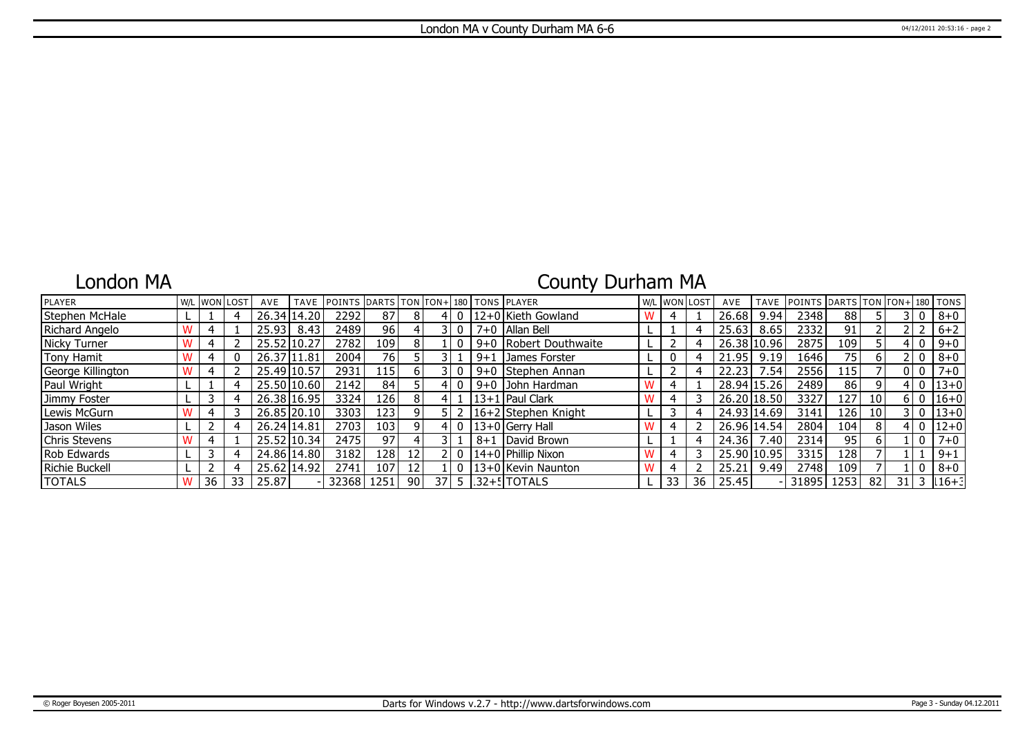# London MA v County Durham MA 6-6

## London MA

## County Durham MA

| PLAYER | W/L | WON | LOST | AVE | TAVE | POINTS | DARTS | TON | TON+ | 180 | TONS | PLAYER | W/L | WON | LOST | AVE | TAVE | POINTS | DARTS | TON | TON+ | 180 | TONS |
|---|---|---|---|---|---|---|---|---|---|---|---|---|---|---|---|---|---|---|---|---|---|---|---|
| Stephen McHale | L | 1 | 4 | 26.34 | 14.20 | 2292 | 87 | 8 | 4 | 0 | 12+0 | Kieth Gowland | W | 4 | 1 | 26.68 | 9.94 | 2348 | 88 | 5 | 3 | 0 | 8+0 |
| Richard Angelo | W | 4 | 1 | 25.93 | 8.43 | 2489 | 96 | 4 | 3 | 0 | 7+0 | Allan Bell | L | 1 | 4 | 25.63 | 8.65 | 2332 | 91 | 2 | 2 | 2 | 6+2 |
| Nicky Turner | W | 4 | 2 | 25.52 | 10.27 | 2782 | 109 | 8 | 1 | 0 | 9+0 | Robert Douthwaite | L | 2 | 4 | 26.38 | 10.96 | 2875 | 109 | 5 | 4 | 0 | 9+0 |
| Tony Hamit | W | 4 | 0 | 26.37 | 11.81 | 2004 | 76 | 5 | 3 | 1 | 9+1 | James Forster | L | 0 | 4 | 21.95 | 9.19 | 1646 | 75 | 6 | 2 | 0 | 8+0 |
| George Killington | W | 4 | 2 | 25.49 | 10.57 | 2931 | 115 | 6 | 3 | 0 | 9+0 | Stephen Annan | L | 2 | 4 | 22.23 | 7.54 | 2556 | 115 | 7 | 0 | 0 | 7+0 |
| Paul Wright | L | 1 | 4 | 25.50 | 10.60 | 2142 | 84 | 5 | 4 | 0 | 9+0 | John Hardman | W | 4 | 1 | 28.94 | 15.26 | 2489 | 86 | 9 | 4 | 0 | 13+0 |
| Jimmy Foster | L | 3 | 4 | 26.38 | 16.95 | 3324 | 126 | 8 | 4 | 1 | 13+1 | Paul Clark | W | 4 | 3 | 26.20 | 18.50 | 3327 | 127 | 10 | 6 | 0 | 16+0 |
| Lewis McGurn | W | 4 | 3 | 26.85 | 20.10 | 3303 | 123 | 9 | 5 | 2 | 16+2 | Stephen Knight | L | 3 | 4 | 24.93 | 14.69 | 3141 | 126 | 10 | 3 | 0 | 13+0 |
| Jason Wiles | L | 2 | 4 | 26.24 | 14.81 | 2703 | 103 | 9 | 4 | 0 | 13+0 | Gerry Hall | W | 4 | 2 | 26.96 | 14.54 | 2804 | 104 | 8 | 4 | 0 | 12+0 |
| Chris Stevens | W | 4 | 1 | 25.52 | 10.34 | 2475 | 97 | 4 | 3 | 1 | 8+1 | David Brown | L | 1 | 4 | 24.36 | 7.40 | 2314 | 95 | 6 | 1 | 0 | 7+0 |
| Rob Edwards | L | 3 | 4 | 24.86 | 14.80 | 3182 | 128 | 12 | 2 | 0 | 14+0 | Phillip Nixon | W | 4 | 3 | 25.90 | 10.95 | 3315 | 128 | 7 | 1 | 1 | 9+1 |
| Richie Buckell | L | 2 | 4 | 25.62 | 14.92 | 2741 | 107 | 12 | 1 | 0 | 13+0 | Kevin Naunton | W | 4 | 2 | 25.21 | 9.49 | 2748 | 109 | 7 | 1 | 0 | 8+0 |
| TOTALS | W | 36 | 33 | 25.87 | - | 32368 | 1251 | 90 | 37 | 5 | 132+5 | TOTALS | L | 33 | 36 | 25.45 | - | 31895 | 1253 | 82 | 31 | 3 | 116+3 |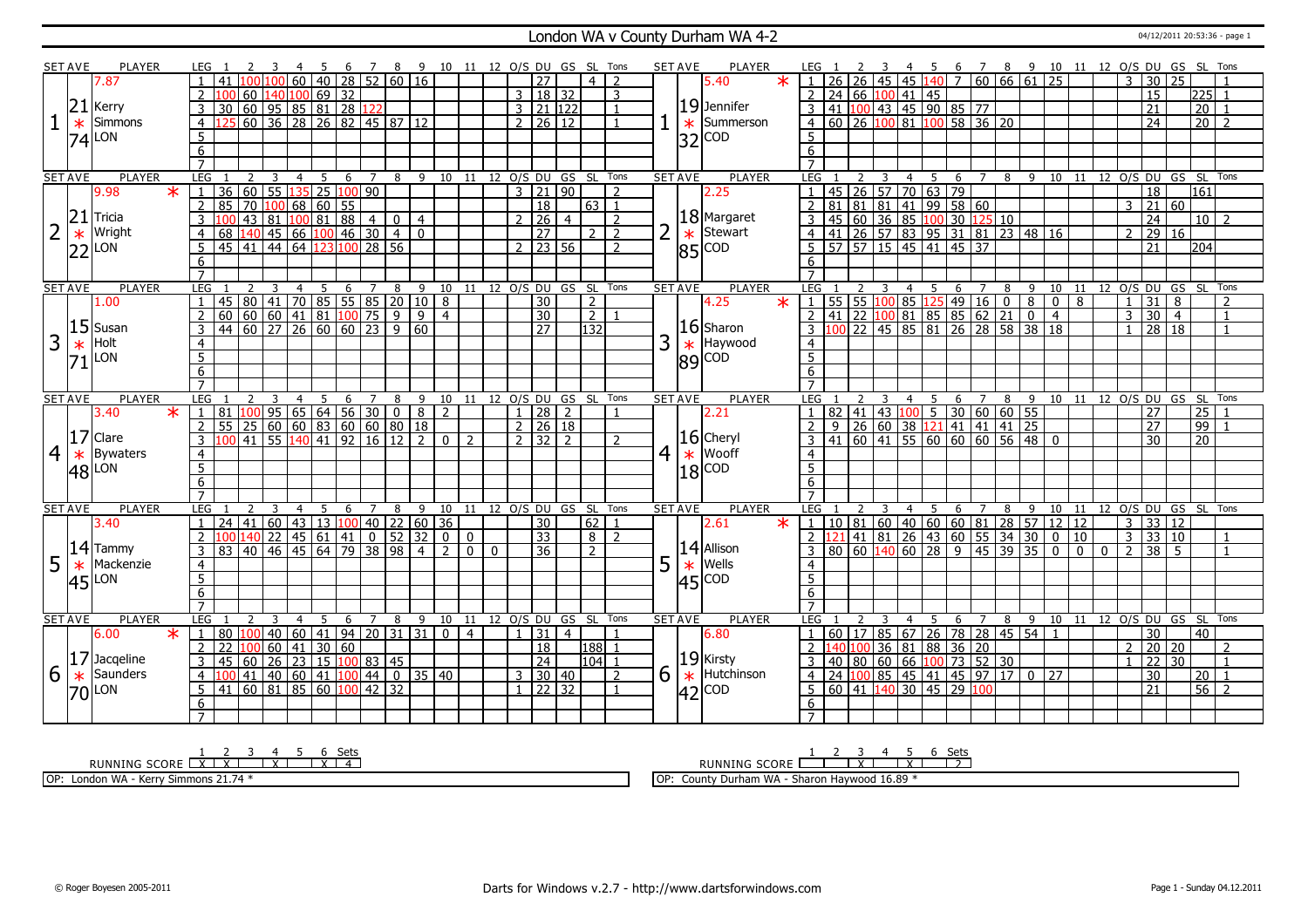# London WA v County Durham WA 4-2

04/12/2011 20:53:36 - page 1

## Set 1

| SET AVE | PLAYER | LEG | 1 | 2 | 3 | 4 | 5 | 6 | 7 | 8 | 9 | 10 | 11 | 12 | O/S | DU | GS | SL | Tons |
|---|---|---|---|---|---|---|---|---|---|---|---|---|---|---|---|---|---|---|---|
| 7.87 | | 1 | 41 | 100 | 100 | 60 | 40 | 28 | 52 | 60 | 16 | | | | | 27 | | 4 | 2 |
| 21 | Kerry | 2 | 100 | 60 | 140 | 100 | 69 | 32 | | | | | | | 3 | 18 | 32 | | 3 |
| * | Simmons | 3 | 30 | 60 | 95 | 85 | 81 | 28 | 122 | | | | | | 3 | 21 | 122 | | 1 |
| 74 | LON | 4 | 125 | 60 | 36 | 28 | 26 | 82 | 45 | 87 | 12 | | | | 2 | 26 | 12 | | 1 |

| SET AVE | PLAYER | LEG | 1 | 2 | 3 | 4 | 5 | 6 | 7 | 8 | 9 | 10 | 11 | 12 | O/S | DU | GS | SL | Tons |
|---|---|---|---|---|---|---|---|---|---|---|---|---|---|---|---|---|---|---|---|
| 5.40 * | | 1 | 26 | 26 | 45 | 45 | 140 | 7 | 60 | 66 | 61 | 25 | | | 3 | 30 | 25 | | 1 |
| 19 | Jennifer | 2 | 24 | 66 | 100 | 41 | 45 | | | | | | | | | 15 | | 225 | 1 |
| * | Summerson | 3 | 41 | 100 | 43 | 45 | 90 | 85 | 77 | | | | | | | 21 | | 20 | 1 |
| 32 | COD | 4 | 60 | 26 | 100 | 81 | 100 | 58 | 36 | 20 | | | | | | 24 | | 20 | 2 |

## Set 2

| SET AVE | PLAYER | LEG | 1 | 2 | 3 | 4 | 5 | 6 | 7 | 8 | 9 | 10 | 11 | 12 | O/S | DU | GS | SL | Tons |
|---|---|---|---|---|---|---|---|---|---|---|---|---|---|---|---|---|---|---|---|
| 9.98 * | | 1 | 36 | 60 | 55 | 135 | 25 | 100 | 90 | | | | | | 3 | 21 | 90 | | 2 |
| 21 | Tricia | 2 | 85 | 70 | 100 | 68 | 60 | 55 | | | | | | | | 18 | | 63 | 1 |
| * | Wright | 3 | 100 | 43 | 81 | 100 | 81 | 88 | 4 | 0 | 4 | | | | 2 | 26 | 4 | | 2 |
| 22 | LON | 4 | 68 | 140 | 45 | 66 | 100 | 46 | 30 | 4 | 0 | | | | | 27 | | 2 | 2 |
| | | 5 | 45 | 41 | 44 | 64 | 123 | 100 | 28 | 56 | | | | | 2 | 23 | 56 | | 2 |

| SET AVE | PLAYER | LEG | 1 | 2 | 3 | 4 | 5 | 6 | 7 | 8 | 9 | 10 | 11 | 12 | O/S | DU | GS | SL | Tons |
|---|---|---|---|---|---|---|---|---|---|---|---|---|---|---|---|---|---|---|---|
| 2.25 | | 1 | 45 | 26 | 57 | 70 | 63 | 79 | | | | | | | | 18 | | 161 | |
| 18 | Margaret | 2 | 81 | 81 | 81 | 41 | 99 | 58 | 60 | | | | | | 3 | 21 | 60 | | |
| * | Stewart | 3 | 45 | 60 | 36 | 85 | 100 | 30 | 125 | 10 | | | | | | 24 | | 10 | 2 |
| 85 | COD | 4 | 41 | 26 | 57 | 83 | 95 | 31 | 81 | 23 | 48 | 16 | | | 2 | 29 | 16 | | |
| | | 5 | 57 | 57 | 15 | 45 | 41 | 45 | 37 | | | | | | | 21 | | 204 | |

## Set 3

| SET AVE | PLAYER | LEG | 1 | 2 | 3 | 4 | 5 | 6 | 7 | 8 | 9 | 10 | 11 | 12 | O/S | DU | GS | SL | Tons |
|---|---|---|---|---|---|---|---|---|---|---|---|---|---|---|---|---|---|---|---|
| 1.00 | | 1 | 45 | 80 | 41 | 70 | 85 | 55 | 85 | 20 | 10 | 8 | | | | 30 | | 2 | |
| 15 | Susan | 2 | 60 | 60 | 60 | 41 | 81 | 100 | 75 | 9 | 9 | 4 | | | | 30 | | 2 | 1 |
| * | Holt | 3 | 44 | 60 | 27 | 26 | 60 | 60 | 23 | 9 | 60 | | | | | 27 | | 132 | |
| 71 | LON | | | | | | | | | | | | | | | | | | |

| SET AVE | PLAYER | LEG | 1 | 2 | 3 | 4 | 5 | 6 | 7 | 8 | 9 | 10 | 11 | 12 | O/S | DU | GS | SL | Tons |
|---|---|---|---|---|---|---|---|---|---|---|---|---|---|---|---|---|---|---|---|
| 4.25 * | | 1 | 55 | 55 | 100 | 85 | 125 | 49 | 16 | 0 | 8 | 0 | 8 | | 1 | 31 | 8 | | 2 |
| 16 | Sharon | 2 | 41 | 22 | 100 | 81 | 85 | 85 | 62 | 21 | 0 | 4 | | | 3 | 30 | 4 | | 1 |
| * | Haywood | 3 | 100 | 22 | 45 | 85 | 81 | 26 | 28 | 58 | 38 | 18 | | | 1 | 28 | 18 | | 1 |
| 89 | COD | | | | | | | | | | | | | | | | | | |

## Set 4

| SET AVE | PLAYER | LEG | 1 | 2 | 3 | 4 | 5 | 6 | 7 | 8 | 9 | 10 | 11 | 12 | O/S | DU | GS | SL | Tons |
|---|---|---|---|---|---|---|---|---|---|---|---|---|---|---|---|---|---|---|---|
| 3.40 * | | 1 | 81 | 100 | 95 | 65 | 64 | 56 | 30 | 0 | 8 | 2 | | | 1 | 28 | 2 | | 1 |
| 17 | Clare | 2 | 55 | 25 | 60 | 60 | 83 | 60 | 60 | 80 | 18 | | | | 2 | 26 | 18 | | |
| * | Bywaters | 3 | 100 | 41 | 55 | 140 | 41 | 92 | 16 | 12 | 2 | 0 | 2 | | 2 | 32 | 2 | | 2 |
| 48 | LON | | | | | | | | | | | | | | | | | | |

| SET AVE | PLAYER | LEG | 1 | 2 | 3 | 4 | 5 | 6 | 7 | 8 | 9 | 10 | 11 | 12 | O/S | DU | GS | SL | Tons |
|---|---|---|---|---|---|---|---|---|---|---|---|---|---|---|---|---|---|---|---|
| 2.21 | | 1 | 82 | 41 | 43 | 100 | 5 | 30 | 60 | 60 | 55 | | | | | 27 | | 25 | 1 |
| 16 | Cheryl | 2 | 9 | 26 | 60 | 38 | 121 | 41 | 41 | 41 | 25 | | | | | 27 | | 99 | 1 |
| * | Wooff | 3 | 41 | 60 | 41 | 55 | 60 | 60 | 60 | 56 | 48 | 0 | | | | 30 | | 20 | |
| 18 | COD | | | | | | | | | | | | | | | | | | |

## Set 5

| SET AVE | PLAYER | LEG | 1 | 2 | 3 | 4 | 5 | 6 | 7 | 8 | 9 | 10 | 11 | 12 | O/S | DU | GS | SL | Tons |
|---|---|---|---|---|---|---|---|---|---|---|---|---|---|---|---|---|---|---|---|
| 3.40 | | 1 | 24 | 41 | 60 | 43 | 13 | 100 | 40 | 22 | 60 | 36 | | | | 30 | | 62 | 1 |
| 14 | Tammy | 2 | 100 | 140 | 22 | 45 | 61 | 41 | 0 | 52 | 32 | 0 | 0 | | | 33 | | 8 | 2 |
| * | Mackenzie | 3 | 83 | 40 | 46 | 45 | 64 | 79 | 38 | 98 | 4 | 2 | 0 | 0 | | 36 | | 2 | |
| 45 | LON | | | | | | | | | | | | | | | | | | |

| SET AVE | PLAYER | LEG | 1 | 2 | 3 | 4 | 5 | 6 | 7 | 8 | 9 | 10 | 11 | 12 | O/S | DU | GS | SL | Tons |
|---|---|---|---|---|---|---|---|---|---|---|---|---|---|---|---|---|---|---|---|
| 2.61 * | | 1 | 10 | 81 | 60 | 40 | 60 | 60 | 81 | 28 | 57 | 12 | 12 | | 3 | 33 | 12 | | |
| 14 | Allison | 2 | 121 | 41 | 81 | 26 | 43 | 60 | 55 | 34 | 30 | 0 | 10 | | 3 | 33 | 10 | | 1 |
| * | Wells | 3 | 80 | 60 | 140 | 60 | 28 | 9 | 45 | 39 | 35 | 0 | 0 | 0 | 2 | 38 | 5 | | 1 |
| 45 | COD | | | | | | | | | | | | | | | | | | |

## Set 6

| SET AVE | PLAYER | LEG | 1 | 2 | 3 | 4 | 5 | 6 | 7 | 8 | 9 | 10 | 11 | 12 | O/S | DU | GS | SL | Tons |
|---|---|---|---|---|---|---|---|---|---|---|---|---|---|---|---|---|---|---|---|
| 6.00 * | | 1 | 80 | 100 | 40 | 60 | 41 | 94 | 20 | 31 | 31 | 0 | 4 | | 1 | 31 | 4 | | 1 |
| 17 | Jacqeline | 2 | 22 | 100 | 60 | 41 | 30 | 60 | | | | | | | | 18 | | 188 | 1 |
| * | Saunders | 3 | 45 | 60 | 26 | 23 | 15 | 100 | 83 | 45 | | | | | | 24 | | 104 | 1 |
| 70 | LON | 4 | 100 | 41 | 40 | 60 | 41 | 100 | 44 | 0 | 35 | 40 | | | 3 | 30 | 40 | | 2 |
| | | 5 | 41 | 60 | 81 | 85 | 60 | 100 | 42 | 32 | | | | | 1 | 22 | 32 | | 1 |

| SET AVE | PLAYER | LEG | 1 | 2 | 3 | 4 | 5 | 6 | 7 | 8 | 9 | 10 | 11 | 12 | O/S | DU | GS | SL | Tons |
|---|---|---|---|---|---|---|---|---|---|---|---|---|---|---|---|---|---|---|---|
| 6.80 | | 1 | 60 | 17 | 85 | 67 | 26 | 78 | 28 | 45 | 54 | 1 | | | | 30 | | 40 | |
| 19 | Kirsty | 2 | 140 | 100 | 36 | 81 | 88 | 36 | 20 | | | | | | 2 | 20 | 20 | | 2 |
| * | Hutchinson | 3 | 40 | 80 | 60 | 66 | 100 | 73 | 52 | 30 | | | | | 1 | 22 | 30 | | 1 |
| 42 | COD | 4 | 24 | 100 | 85 | 45 | 41 | 45 | 97 | 17 | 0 | 27 | | | | 30 | | 20 | 1 |
| | | 5 | 60 | 41 | 140 | 30 | 45 | 29 | 100 | | | | | | | 21 | | 56 | 2 |

RUNNING SCORE (London WA)

| 1 | 2 | 3 | 4 | 5 | 6 | Sets |
|---|---|---|---|---|---|---|
| X | X | | X | | X | 4 |

RUNNING SCORE (County Durham WA)

| 1 | 2 | 3 | 4 | 5 | 6 | Sets |
|---|---|---|---|---|---|---|
| | | X | | X | | 2 |

OP: London WA - Kerry Simmons 21.74 *

OP: County Durham WA - Sharon Haywood 16.89 *

© Roger Boyesen 2005-2011 — Darts for Windows v.2.7 - http://www.dartsforwindows.com — Page 1 - Sunday 04.12.2011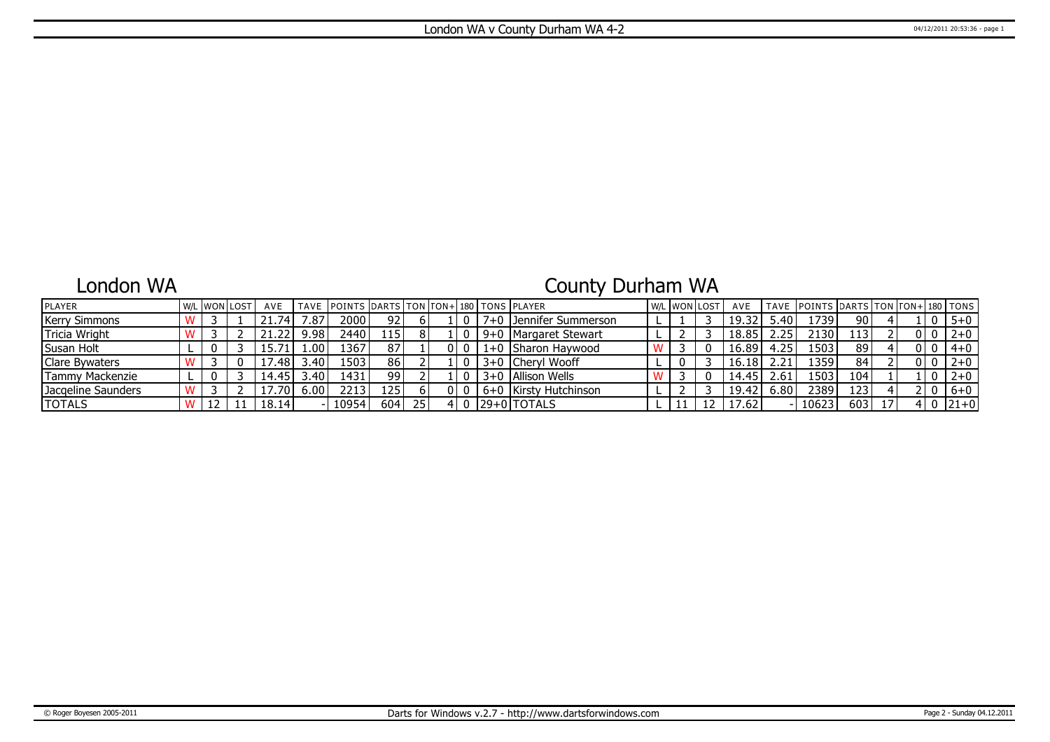# London WA v County Durham WA 4-2

## London WA

| PLAYER | W/L | WON | LOST | AVE | TAVE | POINTS | DARTS | TON | TON+ | 180 | TONS |
|---|---|---|---|---|---|---|---|---|---|---|---|
| Kerry Simmons | W | 3 | 1 | 21.74 | 7.87 | 2000 | 92 | 6 | 1 | 0 | 7+0 |
| Tricia Wright | W | 3 | 2 | 21.22 | 9.98 | 2440 | 115 | 8 | 1 | 0 | 9+0 |
| Susan Holt | L | 0 | 3 | 15.71 | 1.00 | 1367 | 87 | 1 | 0 | 0 | 1+0 |
| Clare Bywaters | W | 3 | 0 | 17.48 | 3.40 | 1503 | 86 | 2 | 1 | 0 | 3+0 |
| Tammy Mackenzie | L | 0 | 3 | 14.45 | 3.40 | 1431 | 99 | 2 | 1 | 0 | 3+0 |
| Jacqeline Saunders | W | 3 | 2 | 17.70 | 6.00 | 2213 | 125 | 6 | 0 | 0 | 6+0 |
| TOTALS | W | 12 | 11 | 18.14 | - | 10954 | 604 | 25 | 4 | 0 | 29+0 |

## County Durham WA

| PLAYER | W/L | WON | LOST | AVE | TAVE | POINTS | DARTS | TON | TON+ | 180 | TONS |
|---|---|---|---|---|---|---|---|---|---|---|---|
| Jennifer Summerson | L | 1 | 3 | 19.32 | 5.40 | 1739 | 90 | 4 | 1 | 0 | 5+0 |
| Margaret Stewart | L | 2 | 3 | 18.85 | 2.25 | 2130 | 113 | 2 | 0 | 0 | 2+0 |
| Sharon Haywood | W | 3 | 0 | 16.89 | 4.25 | 1503 | 89 | 4 | 0 | 0 | 4+0 |
| Cheryl Wooff | L | 0 | 3 | 16.18 | 2.21 | 1359 | 84 | 2 | 0 | 0 | 2+0 |
| Allison Wells | W | 3 | 0 | 14.45 | 2.61 | 1503 | 104 | 1 | 1 | 0 | 2+0 |
| Kirsty Hutchinson | L | 2 | 3 | 19.42 | 6.80 | 2389 | 123 | 4 | 2 | 0 | 6+0 |
| TOTALS | L | 11 | 12 | 17.62 | - | 10623 | 603 | 17 | 4 | 0 | 21+0 |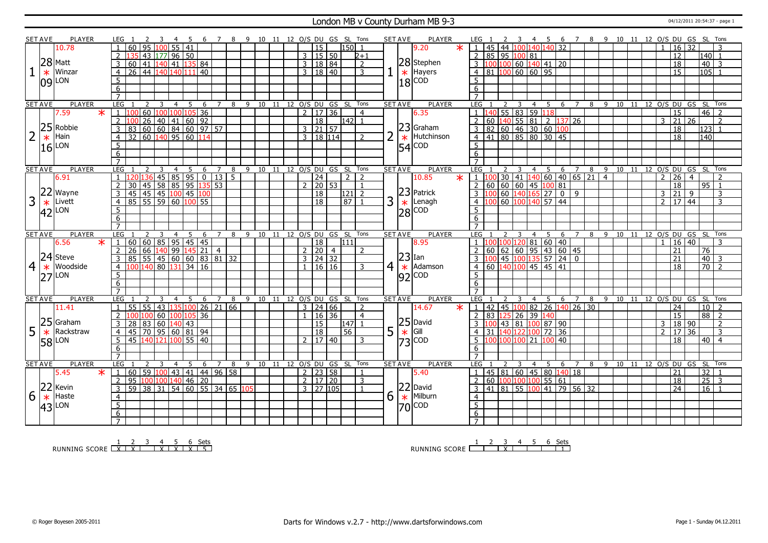# London MB v County Durham MB 9-3

04/12/2011 20:54:37 - page 1

| SET | AVE | PLAYER | LEG | 1 | 2 | 3 | 4 | 5 | 6 | 7 | 8 | 9 | 10 | 11 | 12 | O/S | DU | GS | SL | Tons | SET | AVE | PLAYER | LEG | 1 | 2 | 3 | 4 | 5 | 6 | 7 | 8 | 9 | 10 | 11 | 12 | O/S | DU | GS | SL | Tons |
|---|---|---|---|---|---|---|---|---|---|---|---|---|---|---|---|---|---|---|---|---|---|---|---|---|---|---|---|---|---|---|---|---|---|---|---|---|---|---|---|---|---|
| 1 | 10.78 / 28.09 | Matt Winzar LON | 1 | 60 | 95 | 100 | 55 | 41 | | | | | | | | | 15 | | 150 | 1 | 1 | 9.20 * / 28.18 | Stephen Hayers COD | 1 | 45 | 44 | 100 | 140 | 140 | 32 | | | | | | | 1 | 16 | 32 | | 3 |
| | | | 2 | 135 | 43 | 177 | 96 | 50 | | | | | | | | 3 | 15 | 50 | | 2+1 | | | | 2 | 85 | 95 | 100 | 81 | | | | | | | | | | 12 | | 140 | 1 |
| | | | 3 | 60 | 41 | 140 | 41 | 135 | 84 | | | | | | | 3 | 18 | 84 | | 2 | | | | 3 | 100 | 100 | 60 | 140 | 41 | 20 | | | | | | | | 18 | | 40 | 3 |
| | | | 4 | 26 | 44 | 140 | 140 | 111 | 40 | | | | | | | 3 | 18 | 40 | | 3 | | | | 4 | 81 | 100 | 60 | 60 | 95 | | | | | | | | | 15 | | 105 | 1 |
| 2 | 7.59 * / 25.16 | Robbie Hain LON | 1 | 100 | 60 | 100 | 100 | 105 | 36 | | | | | | | 2 | 17 | 36 | | 4 | 2 | 6.35 / 23.54 | Graham Hutchinson COD | 1 | 140 | 55 | 83 | 59 | 118 | | | | | | | | | 15 | | 46 | 2 |
| | | | 2 | 100 | 26 | 40 | 41 | 60 | 92 | | | | | | | | 18 | | 142 | 1 | | | | 2 | 60 | 140 | 55 | 81 | 2 | 137 | 26 | | | | | | 3 | 21 | 26 | | 2 |
| | | | 3 | 83 | 60 | 60 | 84 | 60 | 97 | 57 | | | | | | 3 | 21 | 57 | | | | | | 3 | 82 | 60 | 46 | 30 | 60 | 100 | | | | | | | | 18 | | 123 | 1 |
| | | | 4 | 32 | 60 | 140 | 95 | 60 | 114 | | | | | | | 3 | 18 | 114 | | 2 | | | | 4 | 41 | 80 | 85 | 80 | 30 | 45 | | | | | | | | 18 | | 140 | |
| 3 | 6.91 / 22.42 | Wayne Livett LON | 1 | 120 | 136 | 45 | 85 | 95 | 0 | 13 | 5 | | | | | | 24 | | 2 | 2 | 3 | 10.85 * / 23.28 | Patrick Lenagh COD | 1 | 100 | 30 | 41 | 140 | 60 | 40 | 65 | 21 | 4 | | | | 2 | 26 | 4 | | 2 |
| | | | 2 | 30 | 45 | 58 | 85 | 95 | 135 | 53 | | | | | | 2 | 20 | 53 | | 1 | | | | 2 | 60 | 60 | 60 | 45 | 100 | 81 | | | | | | | | 18 | | 95 | 1 |
| | | | 3 | 45 | 45 | 45 | 100 | 45 | 100 | | | | | | | | 18 | | 121 | 2 | | | | 3 | 100 | 60 | 140 | 165 | 27 | 0 | 9 | | | | | | 3 | 21 | 9 | | 3 |
| | | | 4 | 85 | 55 | 59 | 60 | 100 | 55 | | | | | | | | 18 | | 87 | 1 | | | | 4 | 100 | 60 | 100 | 140 | 57 | 44 | | | | | | | 2 | 17 | 44 | | 3 |
| 4 | 6.56 * / 24.27 | Steve Woodside LON | 1 | 60 | 60 | 85 | 95 | 45 | 45 | | | | | | | | 18 | | 111 | | 4 | 8.95 / 23.92 | Ian Adamson COD | 1 | 100 | 100 | 120 | 81 | 60 | 40 | | | | | | | 1 | 16 | 40 | | 3 |
| | | | 2 | 26 | 66 | 140 | 99 | 145 | 21 | 4 | | | | | | 2 | 20 | 4 | | 2 | | | | 2 | 60 | 62 | 60 | 95 | 43 | 60 | 45 | | | | | | | 21 | | 76 | |
| | | | 3 | 85 | 55 | 45 | 60 | 60 | 83 | 81 | 32 | | | | | 3 | 24 | 32 | | | | | | 3 | 100 | 45 | 100 | 135 | 57 | 24 | 0 | | | | | | | 21 | | 40 | 3 |
| | | | 4 | 100 | 140 | 80 | 131 | 34 | 16 | | | | | | | 1 | 16 | 16 | | 3 | | | | 4 | 60 | 140 | 100 | 45 | 45 | 41 | | | | | | | | 18 | | 70 | 2 |
| 5 | 11.41 / 25.58 | Graham Rackstraw LON | 1 | 55 | 55 | 43 | 135 | 100 | 26 | 21 | 66 | | | | | 3 | 24 | 66 | | 2 | 5 | 14.67 * / 25.73 | David Gill COD | 1 | 42 | 45 | 100 | 82 | 26 | 140 | 26 | 30 | | | | | | 24 | | 10 | 2 |
| | | | 2 | 100 | 100 | 60 | 100 | 105 | 36 | | | | | | | 1 | 16 | 36 | | 4 | | | | 2 | 83 | 125 | 26 | 39 | 140 | | | | | | | | | 15 | | 88 | 2 |
| | | | 3 | 28 | 83 | 60 | 140 | 43 | | | | | | | | | 15 | | 147 | 1 | | | | 3 | 100 | 43 | 81 | 100 | 87 | 90 | | | | | | | 3 | 18 | 90 | | 2 |
| | | | 4 | 45 | 70 | 95 | 60 | 81 | 94 | | | | | | | | 18 | | 56 | | | | | 4 | 31 | 140 | 122 | 100 | 72 | 36 | | | | | | | 2 | 17 | 36 | | 3 |
| | | | 5 | 45 | 140 | 121 | 100 | 55 | 40 | | | | | | | 2 | 17 | 40 | | 3 | | | | 5 | 100 | 100 | 100 | 21 | 100 | 40 | | | | | | | | 18 | | 40 | 4 |
| 6 | 5.45 * / 22.43 | Kevin Haste LON | 1 | 60 | 59 | 100 | 43 | 41 | 44 | 96 | 58 | | | | | 2 | 23 | 58 | | 1 | 6 | 5.40 / 22.70 | David Milburn COD | 1 | 45 | 81 | 60 | 45 | 80 | 140 | 18 | | | | | | | 21 | | 32 | 1 |
| | | | 2 | 95 | 100 | 100 | 140 | 46 | 20 | | | | | | | 2 | 17 | 20 | | 3 | | | | 2 | 60 | 100 | 100 | 100 | 55 | 61 | | | | | | | | 18 | | 25 | 3 |
| | | | 3 | 59 | 38 | 31 | 54 | 60 | 55 | 34 | 65 | 105 | | | | 3 | 27 | 105 | | 1 | | | | 3 | 41 | 81 | 55 | 100 | 41 | 79 | 56 | 32 | | | | | | 24 | | 16 | 1 |

| RUNNING SCORE | 1 | 2 | 3 | 4 | 5 | 6 | Sets |
|---|---|---|---|---|---|---|---|
| London | X | X | | X | X | X | 5 |
| County Durham | | | X | | | | 1 |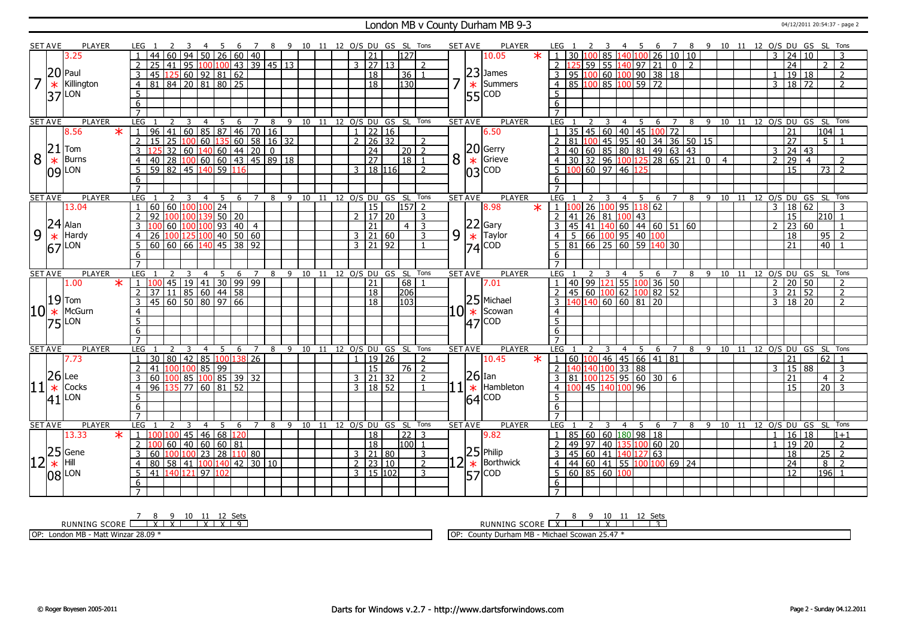# London MB v County Durham MB 9-3

04/12/2011 20:54:37 - page 2

## Set 7

| SET AVE | PLAYER | LEG | 1 | 2 | 3 | 4 | 5 | 6 | 7 | 8 | 9 | 10 | 11 | 12 | O/S | DU | GS | SL | Tons |
|---|---|---|---|---|---|---|---|---|---|---|---|---|---|---|---|---|---|---|---|
| 3.25 | Paul Killington LON | 1 | 44 | 60 | 94 | 50 | 26 | 60 | 40 | | | | | | | 21 | | 127 | |
| 20.37 | | 2 | 25 | 41 | 95 | 100 | 100 | 43 | 39 | 45 | 13 | | | | 3 | 27 | 13 | | 2 |
| 7 * | | 3 | 45 | 125 | 60 | 92 | 81 | 62 | | | | | | | | 18 | | 36 | 1 |
| | | 4 | 81 | 84 | 20 | 81 | 80 | 25 | | | | | | | | 18 | | 130 | |

| SET AVE | PLAYER | LEG | 1 | 2 | 3 | 4 | 5 | 6 | 7 | 8 | 9 | 10 | 11 | 12 | O/S | DU | GS | SL | Tons |
|---|---|---|---|---|---|---|---|---|---|---|---|---|---|---|---|---|---|---|---|
| 10.05 * | James Summers COD | 1 | 30 | 100 | 85 | 140 | 100 | 26 | 10 | 10 | | | | | 3 | 24 | 10 | | 3 |
| 23.55 | | 2 | 125 | 59 | 55 | 140 | 97 | 21 | 0 | 2 | | | | | | 24 | | 2 | 2 |
| 7 * | | 3 | 95 | 100 | 60 | 100 | 90 | 38 | 18 | | | | | | 1 | 19 | 18 | | 2 |
| | | 4 | 85 | 100 | 85 | 100 | 59 | 72 | | | | | | | 3 | 18 | 72 | | 2 |

## Set 8

| SET AVE | PLAYER | LEG | 1 | 2 | 3 | 4 | 5 | 6 | 7 | 8 | 9 | 10 | 11 | 12 | O/S | DU | GS | SL | Tons |
|---|---|---|---|---|---|---|---|---|---|---|---|---|---|---|---|---|---|---|---|
| 8.56 * | Tom Burns LON | 1 | 96 | 41 | 60 | 85 | 87 | 46 | 70 | 16 | | | | | 1 | 22 | 16 | | |
| 21.09 | | 2 | 15 | 25 | 100 | 60 | 135 | 60 | 58 | 16 | 32 | | | | 2 | 26 | 32 | | 2 |
| 8 * | | 3 | 125 | 32 | 60 | 140 | 60 | 44 | 20 | 0 | | | | | | 24 | | 20 | 2 |
| | | 4 | 40 | 28 | 100 | 60 | 60 | 43 | 45 | 89 | 18 | | | | | 27 | | 18 | 1 |
| | | 5 | 59 | 82 | 45 | 140 | 59 | 116 | | | | | | | 3 | 18 | 116 | | 2 |

| SET AVE | PLAYER | LEG | 1 | 2 | 3 | 4 | 5 | 6 | 7 | 8 | 9 | 10 | 11 | 12 | O/S | DU | GS | SL | Tons |
|---|---|---|---|---|---|---|---|---|---|---|---|---|---|---|---|---|---|---|---|
| 6.50 | Gerry Grieve COD | 1 | 35 | 45 | 60 | 40 | 45 | 100 | 72 | | | | | | | 21 | | 104 | 1 |
| 20.03 | | 2 | 81 | 100 | 45 | 95 | 40 | 34 | 36 | 50 | 15 | | | | | 27 | | 5 | 1 |
| 8 * | | 3 | 40 | 60 | 85 | 80 | 81 | 49 | 63 | 43 | | | | | 3 | 24 | 43 | | |
| | | 4 | 30 | 32 | 96 | 100 | 125 | 28 | 65 | 21 | 0 | 4 | | | 2 | 29 | 4 | | 2 |
| | | 5 | 100 | 60 | 97 | 46 | 125 | | | | | | | | | 15 | | 73 | 2 |

## Set 9

| SET AVE | PLAYER | LEG | 1 | 2 | 3 | 4 | 5 | 6 | 7 | 8 | 9 | 10 | 11 | 12 | O/S | DU | GS | SL | Tons |
|---|---|---|---|---|---|---|---|---|---|---|---|---|---|---|---|---|---|---|---|
| 13.04 | Alan Hardy LON | 1 | 60 | 60 | 100 | 100 | 24 | | | | | | | | | 15 | | 157 | 2 |
| 24.67 | | 2 | 92 | 100 | 100 | 139 | 50 | 20 | | | | | | | 2 | 17 | 20 | | 3 |
| 9 * | | 3 | 100 | 60 | 100 | 100 | 93 | 40 | 4 | | | | | | | 21 | | 4 | 3 |
| | | 4 | 26 | 100 | 125 | 100 | 40 | 50 | 60 | | | | | | 3 | 21 | 60 | | 3 |
| | | 5 | 60 | 60 | 66 | 140 | 45 | 38 | 92 | | | | | | 3 | 21 | 92 | | 1 |

| SET AVE | PLAYER | LEG | 1 | 2 | 3 | 4 | 5 | 6 | 7 | 8 | 9 | 10 | 11 | 12 | O/S | DU | GS | SL | Tons |
|---|---|---|---|---|---|---|---|---|---|---|---|---|---|---|---|---|---|---|---|
| 8.98 * | Gary Taylor COD | 1 | 100 | 26 | 100 | 95 | 118 | 62 | | | | | | | 3 | 18 | 62 | | 3 |
| 22.74 | | 2 | 41 | 26 | 81 | 100 | 43 | | | | | | | | | 15 | | 210 | 1 |
| 9 * | | 3 | 45 | 41 | 140 | 60 | 44 | 60 | 51 | 60 | | | | | 2 | 23 | 60 | | 1 |
| | | 4 | 5 | 66 | 100 | 95 | 40 | 100 | | | | | | | | 18 | | 95 | 2 |
| | | 5 | 81 | 66 | 25 | 60 | 59 | 140 | 30 | | | | | | | 21 | | 40 | 1 |

## Set 10

| SET AVE | PLAYER | LEG | 1 | 2 | 3 | 4 | 5 | 6 | 7 | 8 | 9 | 10 | 11 | 12 | O/S | DU | GS | SL | Tons |
|---|---|---|---|---|---|---|---|---|---|---|---|---|---|---|---|---|---|---|---|
| 1.00 * | Tom McGurn LON | 1 | 100 | 45 | 19 | 41 | 30 | 99 | 99 | | | | | | | 21 | | 68 | 1 |
| 19.75 | | 2 | 37 | 11 | 85 | 60 | 44 | 58 | | | | | | | | 18 | | 206 | |
| 10 * | | 3 | 45 | 60 | 50 | 80 | 97 | 66 | | | | | | | | 18 | | 103 | |

| SET AVE | PLAYER | LEG | 1 | 2 | 3 | 4 | 5 | 6 | 7 | 8 | 9 | 10 | 11 | 12 | O/S | DU | GS | SL | Tons |
|---|---|---|---|---|---|---|---|---|---|---|---|---|---|---|---|---|---|---|---|
| 7.01 | Michael Scowan COD | 1 | 40 | 99 | 121 | 55 | 100 | 36 | 50 | | | | | | 2 | 20 | 50 | | 2 |
| 25.47 | | 2 | 45 | 60 | 100 | 62 | 100 | 82 | 52 | | | | | | 3 | 21 | 52 | | 2 |
| 10 * | | 3 | 140 | 140 | 60 | 60 | 81 | 20 | | | | | | | 3 | 18 | 20 | | 2 |

## Set 11

| SET AVE | PLAYER | LEG | 1 | 2 | 3 | 4 | 5 | 6 | 7 | 8 | 9 | 10 | 11 | 12 | O/S | DU | GS | SL | Tons |
|---|---|---|---|---|---|---|---|---|---|---|---|---|---|---|---|---|---|---|---|
| 7.73 | Lee Cocks LON | 1 | 30 | 80 | 42 | 85 | 100 | 138 | 26 | | | | | | 1 | 19 | 26 | | 2 |
| 26.41 | | 2 | 41 | 100 | 100 | 85 | 99 | | | | | | | | | 15 | | 76 | 2 |
| 11 * | | 3 | 60 | 100 | 85 | 100 | 85 | 39 | 32 | | | | | | 3 | 21 | 32 | | 2 |
| | | 4 | 96 | 135 | 77 | 60 | 81 | 52 | | | | | | | 3 | 18 | 52 | | 1 |

| SET AVE | PLAYER | LEG | 1 | 2 | 3 | 4 | 5 | 6 | 7 | 8 | 9 | 10 | 11 | 12 | O/S | DU | GS | SL | Tons |
|---|---|---|---|---|---|---|---|---|---|---|---|---|---|---|---|---|---|---|---|
| 10.45 * | Ian Hambleton COD | 1 | 60 | 100 | 46 | 45 | 66 | 41 | 81 | | | | | | | 21 | | 62 | 1 |
| 26.64 | | 2 | 140 | 140 | 100 | 33 | 88 | | | | | | | | 3 | 15 | 88 | | 3 |
| 11 * | | 3 | 81 | 100 | 125 | 95 | 60 | 30 | 6 | | | | | | | 21 | | 4 | 2 |
| | | 4 | 100 | 45 | 140 | 100 | 96 | | | | | | | | | 15 | | 20 | 3 |

## Set 12

| SET AVE | PLAYER | LEG | 1 | 2 | 3 | 4 | 5 | 6 | 7 | 8 | 9 | 10 | 11 | 12 | O/S | DU | GS | SL | Tons |
|---|---|---|---|---|---|---|---|---|---|---|---|---|---|---|---|---|---|---|---|
| 13.33 * | Gene Hill LON | 1 | 100 | 100 | 45 | 46 | 68 | 120 | | | | | | | | 18 | | 22 | 3 |
| 25.08 | | 2 | 100 | 60 | 40 | 60 | 60 | 81 | | | | | | | | 18 | | 100 | 1 |
| 12 * | | 3 | 60 | 100 | 100 | 23 | 28 | 110 | 80 | | | | | | 3 | 21 | 80 | | 3 |
| | | 4 | 80 | 58 | 41 | 100 | 140 | 42 | 30 | 10 | | | | | 2 | 23 | 10 | | 2 |
| | | 5 | 41 | 140 | 121 | 97 | 102 | | | | | | | | 3 | 15 | 102 | | 3 |

| SET AVE | PLAYER | LEG | 1 | 2 | 3 | 4 | 5 | 6 | 7 | 8 | 9 | 10 | 11 | 12 | O/S | DU | GS | SL | Tons |
|---|---|---|---|---|---|---|---|---|---|---|---|---|---|---|---|---|---|---|---|
| 9.82 | Philip Borthwick COD | 1 | 85 | 60 | 60 | 180 | 98 | 18 | | | | | | | 1 | 16 | 18 | | 1+1 |
| 25.57 | | 2 | 49 | 97 | 40 | 135 | 100 | 60 | 20 | | | | | | 1 | 19 | 20 | | 2 |
| 12 * | | 3 | 45 | 60 | 41 | 140 | 127 | 63 | | | | | | | | 18 | | 25 | 2 |
| | | 4 | 44 | 60 | 41 | 55 | 100 | 100 | 69 | 24 | | | | | | 24 | | 8 | 2 |
| | | 5 | 60 | 85 | 60 | 100 | | | | | | | | | | 12 | | 196 | 1 |

| RUNNING SCORE | 7 | 8 | 9 | 10 | 11 | 12 | Sets |
|---|---|---|---|---|---|---|---|
| London MB | X | X | | X | X | X | 9 |
| County Durham MB | X | | X | | | | 3 |

OP: London MB - Matt Winzar 28.09 *

OP: County Durham MB - Michael Scowan 25.47 *

© Roger Boyesen 2005-2011 | Darts for Windows v.2.7 - http://www.dartsforwindows.com | Page 2 - Sunday 04.12.2011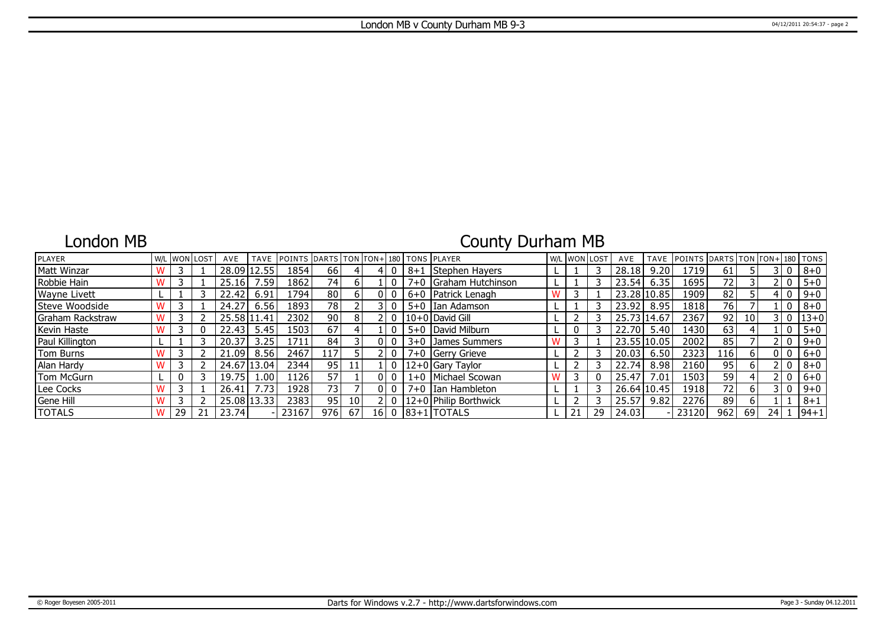London MB v County Durham MB 9-3

## London MB

## County Durham MB

| PLAYER | W/L | WON | LOST | AVE | TAVE | POINTS | DARTS | TON | TON+ | 180 | TONS | PLAYER | W/L | WON | LOST | AVE | TAVE | POINTS | DARTS | TON | TON+ | 180 | TONS |
|---|---|---|---|---|---|---|---|---|---|---|---|---|---|---|---|---|---|---|---|---|---|---|---|
| Matt Winzar | W | 3 | 1 | 28.09 | 12.55 | 1854 | 66 | 4 | 4 | 0 | 8+1 | Stephen Hayers | L | 1 | 3 | 28.18 | 9.20 | 1719 | 61 | 5 | 3 | 0 | 8+0 |
| Robbie Hain | W | 3 | 1 | 25.16 | 7.59 | 1862 | 74 | 6 | 1 | 0 | 7+0 | Graham Hutchinson | L | 1 | 3 | 23.54 | 6.35 | 1695 | 72 | 3 | 2 | 0 | 5+0 |
| Wayne Livett | L | 1 | 3 | 22.42 | 6.91 | 1794 | 80 | 6 | 0 | 0 | 6+0 | Patrick Lenagh | W | 3 | 1 | 23.28 | 10.85 | 1909 | 82 | 5 | 4 | 0 | 9+0 |
| Steve Woodside | W | 3 | 1 | 24.27 | 6.56 | 1893 | 78 | 2 | 3 | 0 | 5+0 | Ian Adamson | L | 1 | 3 | 23.92 | 8.95 | 1818 | 76 | 7 | 1 | 0 | 8+0 |
| Graham Rackstraw | W | 3 | 2 | 25.58 | 11.41 | 2302 | 90 | 8 | 2 | 0 | 10+0 | David Gill | L | 2 | 3 | 25.73 | 14.67 | 2367 | 92 | 10 | 3 | 0 | 13+0 |
| Kevin Haste | W | 3 | 0 | 22.43 | 5.45 | 1503 | 67 | 4 | 1 | 0 | 5+0 | David Milburn | L | 0 | 3 | 22.70 | 5.40 | 1430 | 63 | 4 | 1 | 0 | 5+0 |
| Paul Killington | L | 1 | 3 | 20.37 | 3.25 | 1711 | 84 | 3 | 0 | 0 | 3+0 | James Summers | W | 3 | 1 | 23.55 | 10.05 | 2002 | 85 | 7 | 2 | 0 | 9+0 |
| Tom Burns | W | 3 | 2 | 21.09 | 8.56 | 2467 | 117 | 5 | 2 | 0 | 7+0 | Gerry Grieve | L | 2 | 3 | 20.03 | 6.50 | 2323 | 116 | 6 | 0 | 0 | 6+0 |
| Alan Hardy | W | 3 | 2 | 24.67 | 13.04 | 2344 | 95 | 11 | 1 | 0 | 12+0 | Gary Taylor | L | 2 | 3 | 22.74 | 8.98 | 2160 | 95 | 6 | 2 | 0 | 8+0 |
| Tom McGurn | L | 0 | 3 | 19.75 | 1.00 | 1126 | 57 | 1 | 0 | 0 | 1+0 | Michael Scowan | W | 3 | 0 | 25.47 | 7.01 | 1503 | 59 | 4 | 2 | 0 | 6+0 |
| Lee Cocks | W | 3 | 1 | 26.41 | 7.73 | 1928 | 73 | 7 | 0 | 0 | 7+0 | Ian Hambleton | L | 1 | 3 | 26.64 | 10.45 | 1918 | 72 | 6 | 3 | 0 | 9+0 |
| Gene Hill | W | 3 | 2 | 25.08 | 13.33 | 2383 | 95 | 10 | 2 | 0 | 12+0 | Philip Borthwick | L | 2 | 3 | 25.57 | 9.82 | 2276 | 89 | 6 | 1 | 1 | 8+1 |
| TOTALS | W | 29 | 21 | 23.74 | - | 23167 | 976 | 67 | 16 | 0 | 83+1 | TOTALS | L | 21 | 29 | 24.03 | - | 23120 | 962 | 69 | 24 | 1 | 94+1 |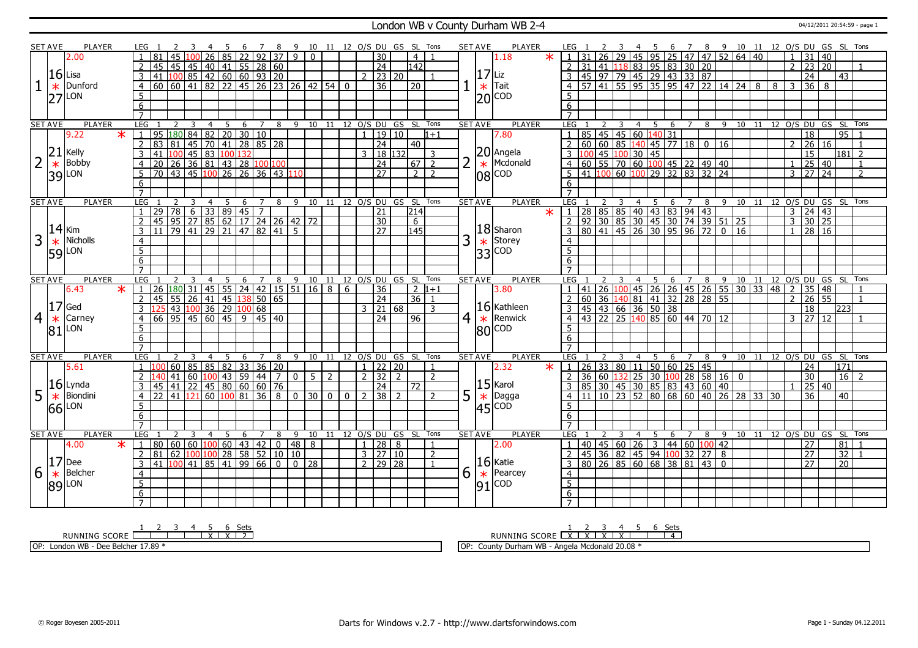# London WB v County Durham WB 2-4

04/12/2011 20:54:59 - page 1

| SET | AVE | PLAYER | LEG | 1 | 2 | 3 | 4 | 5 | 6 | 7 | 8 | 9 | 10 | 11 | 12 | O/S | DU | GS | SL | Tons | SET | AVE | PLAYER | LEG | 1 | 2 | 3 | 4 | 5 | 6 | 7 | 8 | 9 | 10 | 11 | 12 | O/S | DU | GS | SL | Tons |
|---|---|---|---|---|---|---|---|---|---|---|---|---|---|---|---|---|---|---|---|---|---|---|---|---|---|---|---|---|---|---|---|---|---|---|---|---|---|---|---|---|---|
| 1 | 16.27 | 2.00 Lisa Dunford LON | 1 | 81 | 45 | 100 | 26 | 85 | 22 | 92 | 37 | 9 | 0 | | | | 30 | | 4 | 1 | 1 | 17.20 | 1.18 * Liz Tait COD | 1 | 31 | 26 | 29 | 45 | 95 | 25 | 47 | 47 | 52 | 64 | 40 | | 1 | 31 | 40 | | |
| | | | 2 | 45 | 45 | 45 | 40 | 41 | 55 | 28 | 60 | | | | | | 24 | | 142 | | | | | 2 | 31 | 41 | 118 | 83 | 95 | 83 | 30 | 20 | | | | | 2 | 23 | 20 | | 1 |
| | | | 3 | 41 | 100 | 85 | 42 | 60 | 60 | 93 | 20 | | | | | 2 | 23 | 20 | | 1 | | | | 3 | 45 | 97 | 79 | 45 | 29 | 43 | 33 | 87 | | | | | | 24 | | 43 | |
| | | | 4 | 60 | 60 | 41 | 82 | 22 | 45 | 26 | 23 | 26 | 42 | 54 | 0 | | 36 | | 20 | | | | | 4 | 57 | 41 | 55 | 95 | 35 | 95 | 47 | 22 | 14 | 24 | 8 | 8 | 3 | 36 | 8 | | |
| 2 | 21.39 | 9.22 * Kelly Bobby LON | 1 | 95 | 180 | 84 | 82 | 20 | 30 | 10 | | | | | | 1 | 19 | 10 | | 1+1 | 2 | 20.08 | 7.80 Angela Mcdonald COD | 1 | 85 | 45 | 45 | 60 | 140 | 31 | | | | | | | | 18 | | 95 | 1 |
| | | | 2 | 83 | 81 | 45 | 70 | 41 | 28 | 85 | 28 | | | | | | 24 | | 40 | | | | | 2 | 60 | 60 | 85 | 140 | 45 | 77 | 18 | 0 | 16 | | | | 2 | 26 | 16 | | 1 |
| | | | 3 | 41 | 100 | 45 | 83 | 100 | 132 | | | | | | | 3 | 18 | 132 | | 3 | | | | 3 | 100 | 45 | 100 | 30 | 45 | | | | | | | | | 15 | | 181 | 2 |
| | | | 4 | 20 | 26 | 36 | 81 | 43 | 28 | 100 | 100 | | | | | | 24 | | 67 | 2 | | | | 4 | 60 | 55 | 70 | 60 | 100 | 45 | 22 | 49 | 40 | | | | 1 | 25 | 40 | | 1 |
| | | | 5 | 70 | 43 | 45 | 100 | 26 | 26 | 36 | 43 | 110 | | | | | 27 | | 2 | 2 | | | | 5 | 41 | 100 | 60 | 100 | 29 | 32 | 83 | 32 | 24 | | | | 3 | 27 | 24 | | 2 |
| 3 | 14.59 | Kim Nicholls LON | 1 | 29 | 78 | 6 | 33 | 89 | 45 | 7 | | | | | | | 21 | | 214 | | 3 | 18.33 | * Sharon Storey COD | 1 | 28 | 85 | 85 | 40 | 43 | 83 | 94 | 43 | | | | | 3 | 24 | 43 | | |
| | | | 2 | 45 | 95 | 27 | 85 | 62 | 17 | 24 | 26 | 42 | 72 | | | | 30 | | 6 | | | | | 2 | 92 | 30 | 85 | 30 | 45 | 30 | 74 | 39 | 51 | 25 | | | 3 | 30 | 25 | | |
| | | | 3 | 11 | 79 | 41 | 29 | 21 | 47 | 82 | 41 | 5 | | | | | 27 | | 145 | | | | | 3 | 80 | 41 | 45 | 26 | 30 | 95 | 96 | 72 | 0 | 16 | | | 1 | 28 | 16 | | |
| 4 | 17.81 | 6.43 * Ged Carney LON | 1 | 26 | 180 | 31 | 45 | 55 | 24 | 42 | 15 | 51 | 16 | 8 | 6 | | 36 | | 2 | 1+1 | 4 | 16.80 | 3.80 Kathleen Renwick COD | 1 | 41 | 26 | 100 | 45 | 26 | 26 | 45 | 26 | 55 | 30 | 33 | 48 | 2 | 35 | 48 | | 1 |
| | | | 2 | 45 | 55 | 26 | 41 | 45 | 138 | 50 | 65 | | | | | | 24 | | 36 | 1 | | | | 2 | 60 | 36 | 140 | 81 | 41 | 32 | 28 | 28 | 55 | | | | 2 | 26 | 55 | | 1 |
| | | | 3 | 125 | 43 | 100 | 36 | 29 | 100 | 68 | | | | | | 3 | 21 | 68 | | 3 | | | | 3 | 45 | 43 | 66 | 36 | 50 | 38 | | | | | | | | 18 | | 223 | |
| | | | 4 | 66 | 95 | 45 | 60 | 45 | 9 | 45 | 40 | | | | | | 24 | | 96 | | | | | 4 | 43 | 22 | 25 | 140 | 85 | 60 | 44 | 70 | 12 | | | | 3 | 27 | 12 | | 1 |
| 5 | 16.66 | 5.61 Lynda Biondini LON | 1 | 100 | 60 | 85 | 85 | 82 | 33 | 36 | 20 | | | | | 1 | 22 | 20 | | 1 | 5 | 15.45 | 2.32 * Karol Dagga COD | 1 | 26 | 33 | 80 | 11 | 50 | 60 | 25 | 45 | | | | | | 24 | | 171 | |
| | | | 2 | 140 | 41 | 60 | 100 | 43 | 59 | 44 | 7 | 0 | 5 | 2 | | 2 | 32 | 2 | | 2 | | | | 2 | 36 | 60 | 132 | 25 | 30 | 100 | 28 | 58 | 16 | 0 | | | | 30 | | 16 | 2 |
| | | | 3 | 45 | 41 | 22 | 45 | 80 | 60 | 60 | 76 | | | | | | 24 | | 72 | | | | | 3 | 85 | 30 | 45 | 30 | 85 | 83 | 43 | 60 | 40 | | | | 1 | 25 | 40 | | |
| | | | 4 | 22 | 41 | 121 | 60 | 100 | 81 | 36 | 8 | 0 | 30 | 0 | 0 | 2 | 38 | 2 | | 2 | | | | 4 | 11 | 10 | 23 | 52 | 80 | 68 | 60 | 40 | 26 | 28 | 33 | 30 | | 36 | | 40 | |
| 6 | 17.89 | 4.00 * Dee Belcher LON | 1 | 80 | 60 | 60 | 100 | 60 | 43 | 42 | 0 | 48 | 8 | | | 1 | 28 | 8 | | 1 | 6 | 16.91 | 2.00 Katie Pearcey COD | 1 | 40 | 45 | 60 | 26 | 3 | 44 | 60 | 100 | 42 | | | | | 27 | | 81 | 1 |
| | | | 2 | 81 | 62 | 100 | 100 | 28 | 58 | 52 | 10 | 10 | | | | 3 | 27 | 10 | | 2 | | | | 2 | 45 | 36 | 82 | 45 | 94 | 100 | 32 | 27 | 8 | | | | | 27 | | 32 | 1 |
| | | | 3 | 41 | 100 | 41 | 85 | 41 | 99 | 66 | 0 | 0 | 28 | | | 2 | 29 | 28 | | 1 | | | | 3 | 80 | 26 | 85 | 60 | 68 | 38 | 81 | 43 | 0 | | | | | 27 | | 20 | |

| RUNNING SCORE | 1 | 2 | 3 | 4 | 5 | 6 | Sets |
|---|---|---|---|---|---|---|---|
| London WB | | | | | X | X | 2 |
| County Durham WB | X | X | X | X | | | 4 |

OP: London WB - Dee Belcher 17.89 *

OP: County Durham WB - Angela Mcdonald 20.08 *

© Roger Boyesen 2005-2011 — Darts for Windows v.2.7 - http://www.dartsforwindows.com — Page 1 - Sunday 04.12.2011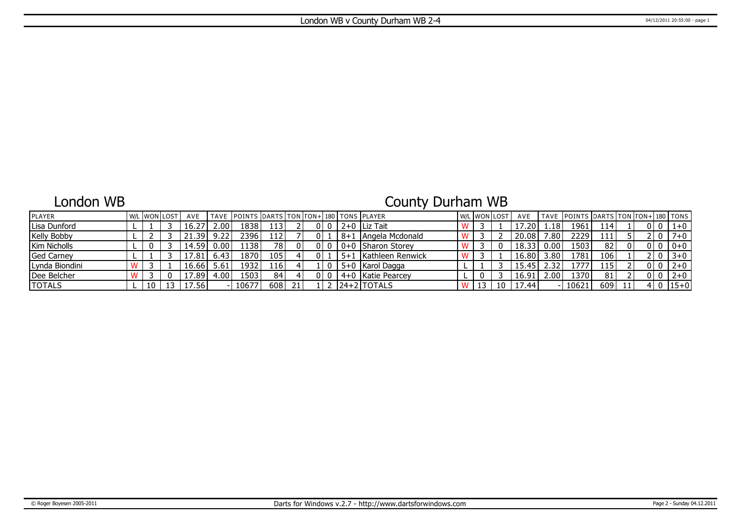# London WB v County Durham WB 2-4

## London WB

## County Durham WB

| PLAYER | W/L | WON | LOST | AVE | TAVE | POINTS | DARTS | TON | TON+ | 180 | TONS | PLAYER | W/L | WON | LOST | AVE | TAVE | POINTS | DARTS | TON | TON+ | 180 | TONS |
|---|---|---|---|---|---|---|---|---|---|---|---|---|---|---|---|---|---|---|---|---|---|---|---|
| Lisa Dunford | L | 1 | 3 | 16.27 | 2.00 | 1838 | 113 | 2 | 0 | 0 | 2+0 | Liz Tait | W | 3 | 1 | 17.20 | 1.18 | 1961 | 114 | 1 | 0 | 0 | 1+0 |
| Kelly Bobby | L | 2 | 3 | 21.39 | 9.22 | 2396 | 112 | 7 | 0 | 1 | 8+1 | Angela Mcdonald | W | 3 | 2 | 20.08 | 7.80 | 2229 | 111 | 5 | 2 | 0 | 7+0 |
| Kim Nicholls | L | 0 | 3 | 14.59 | 0.00 | 1138 | 78 | 0 | 0 | 0 | 0+0 | Sharon Storey | W | 3 | 0 | 18.33 | 0.00 | 1503 | 82 | 0 | 0 | 0 | 0+0 |
| Ged Carney | L | 1 | 3 | 17.81 | 6.43 | 1870 | 105 | 4 | 0 | 1 | 5+1 | Kathleen Renwick | W | 3 | 1 | 16.80 | 3.80 | 1781 | 106 | 1 | 2 | 0 | 3+0 |
| Lynda Biondini | W | 3 | 1 | 16.66 | 5.61 | 1932 | 116 | 4 | 1 | 0 | 5+0 | Karol Dagga | L | 1 | 3 | 15.45 | 2.32 | 1777 | 115 | 2 | 0 | 0 | 2+0 |
| Dee Belcher | W | 3 | 0 | 17.89 | 4.00 | 1503 | 84 | 4 | 0 | 0 | 4+0 | Katie Pearcey | L | 0 | 3 | 16.91 | 2.00 | 1370 | 81 | 2 | 0 | 0 | 2+0 |
| TOTALS | L | 10 | 13 | 17.56 | - | 10677 | 608 | 21 | 1 | 2 | 24+2 | TOTALS | W | 13 | 10 | 17.44 | - | 10621 | 609 | 11 | 4 | 0 | 15+0 |